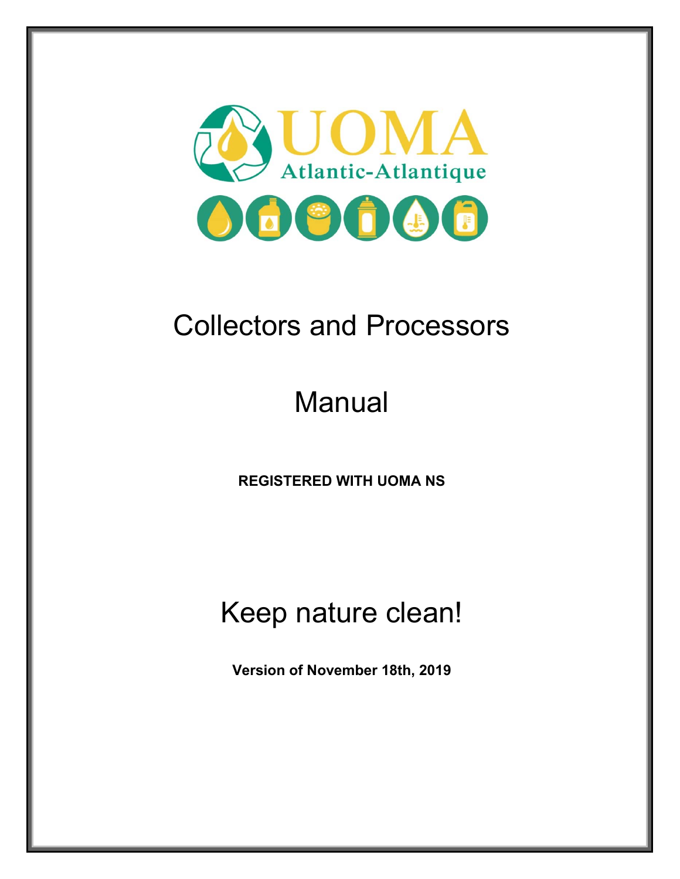UOMA

Atlantic-Atlantique

# Collectors and Processors

# Manual

**REGISTERED WITH UOMA NS**

## Keep nature clean!

**Version of November 18th, 2019**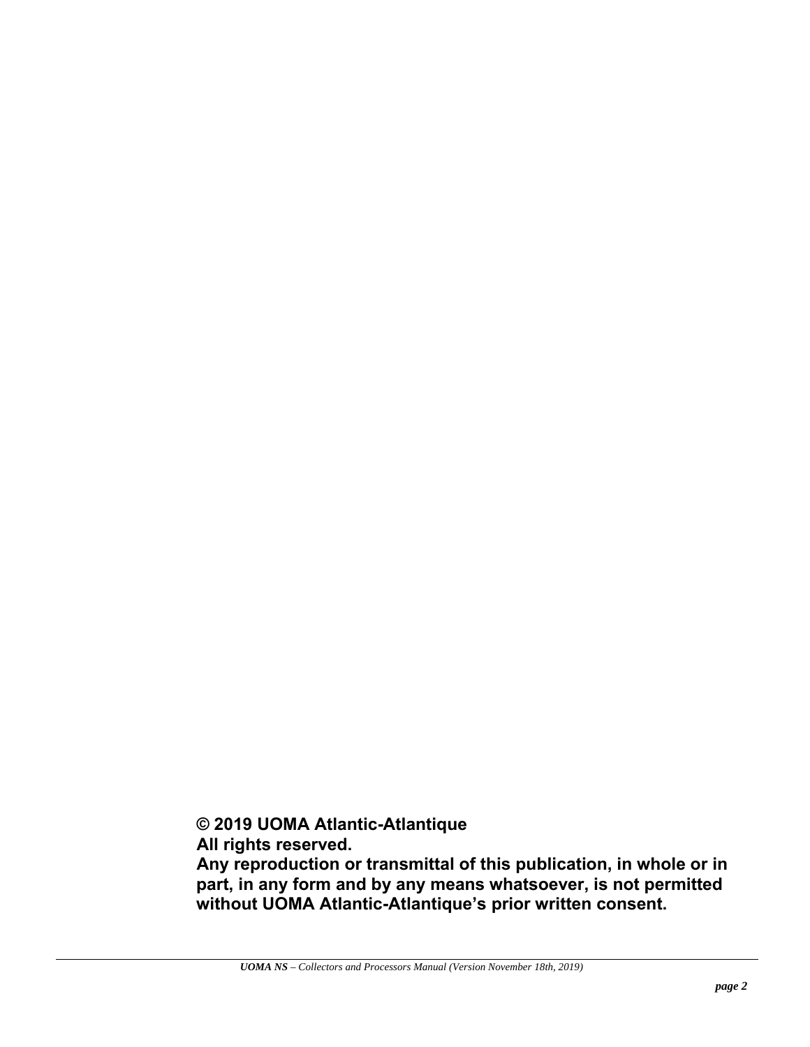**© 2019 UOMA Atlantic-Atlantique**
**All rights reserved.**
**Any reproduction or transmittal of this publication, in whole or in part, in any form and by any means whatsoever, is not permitted without UOMA Atlantic-Atlantique's prior written consent.**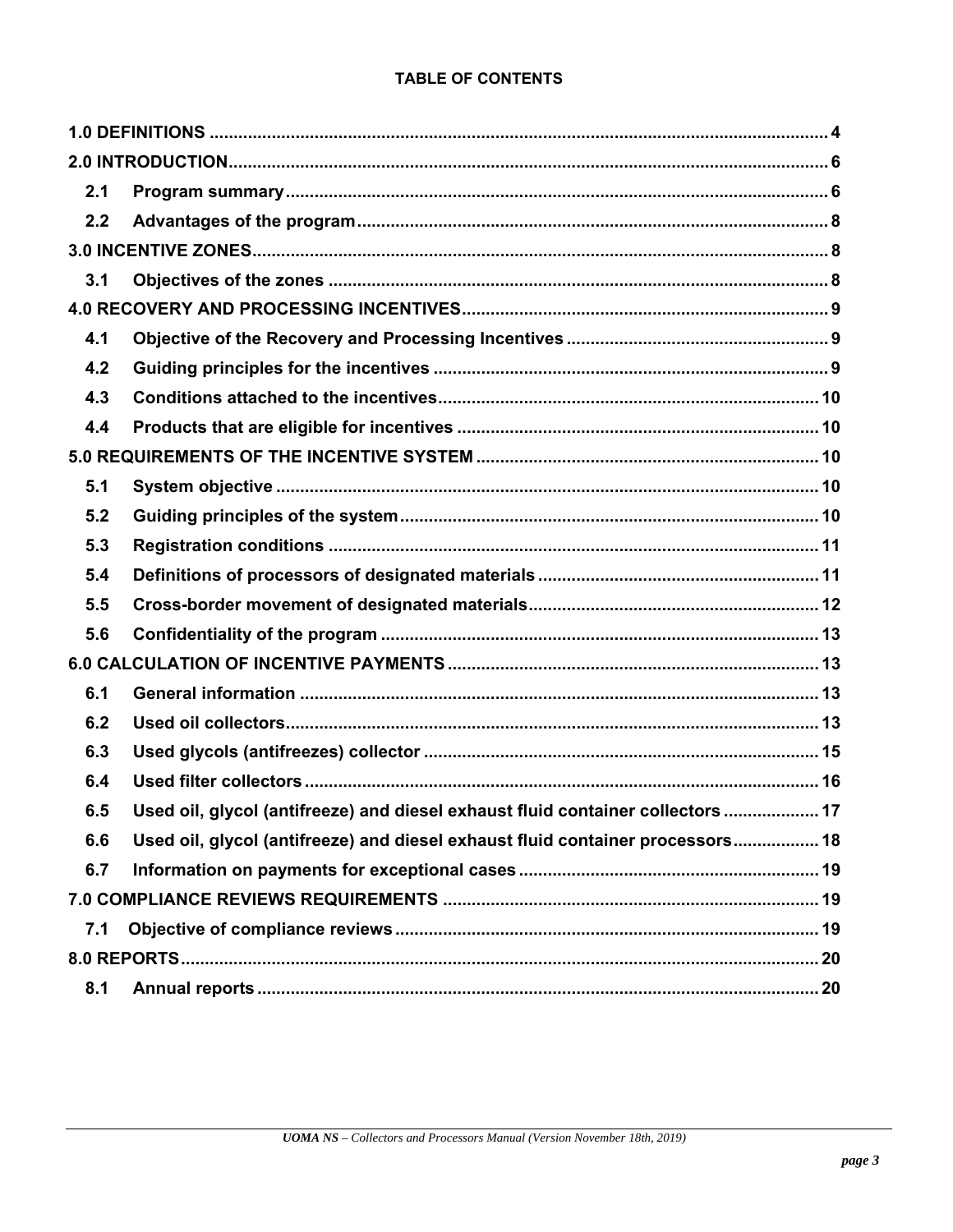**TABLE OF CONTENTS**

| | | |
|---|---|---|
| **1.0 DEFINITIONS** | | **4** |
| **2.0 INTRODUCTION** | | **6** |
| **2.1** | **Program summary** | **6** |
| **2.2** | **Advantages of the program** | **8** |
| **3.0 INCENTIVE ZONES** | | **8** |
| **3.1** | **Objectives of the zones** | **8** |
| **4.0 RECOVERY AND PROCESSING INCENTIVES** | | **9** |
| **4.1** | **Objective of the Recovery and Processing Incentives** | **9** |
| **4.2** | **Guiding principles for the incentives** | **9** |
| **4.3** | **Conditions attached to the incentives** | **10** |
| **4.4** | **Products that are eligible for incentives** | **10** |
| **5.0 REQUIREMENTS OF THE INCENTIVE SYSTEM** | | **10** |
| **5.1** | **System objective** | **10** |
| **5.2** | **Guiding principles of the system** | **10** |
| **5.3** | **Registration conditions** | **11** |
| **5.4** | **Definitions of processors of designated materials** | **11** |
| **5.5** | **Cross-border movement of designated materials** | **12** |
| **5.6** | **Confidentiality of the program** | **13** |
| **6.0 CALCULATION OF INCENTIVE PAYMENTS** | | **13** |
| **6.1** | **General information** | **13** |
| **6.2** | **Used oil collectors** | **13** |
| **6.3** | **Used glycols (antifreezes) collector** | **15** |
| **6.4** | **Used filter collectors** | **16** |
| **6.5** | **Used oil, glycol (antifreeze) and diesel exhaust fluid container collectors** | **17** |
| **6.6** | **Used oil, glycol (antifreeze) and diesel exhaust fluid container processors** | **18** |
| **6.7** | **Information on payments for exceptional cases** | **19** |
| **7.0 COMPLIANCE REVIEWS REQUIREMENTS** | | **19** |
| **7.1** | **Objective of compliance reviews** | **19** |
| **8.0 REPORTS** | | **20** |
| **8.1** | **Annual reports** | **20** |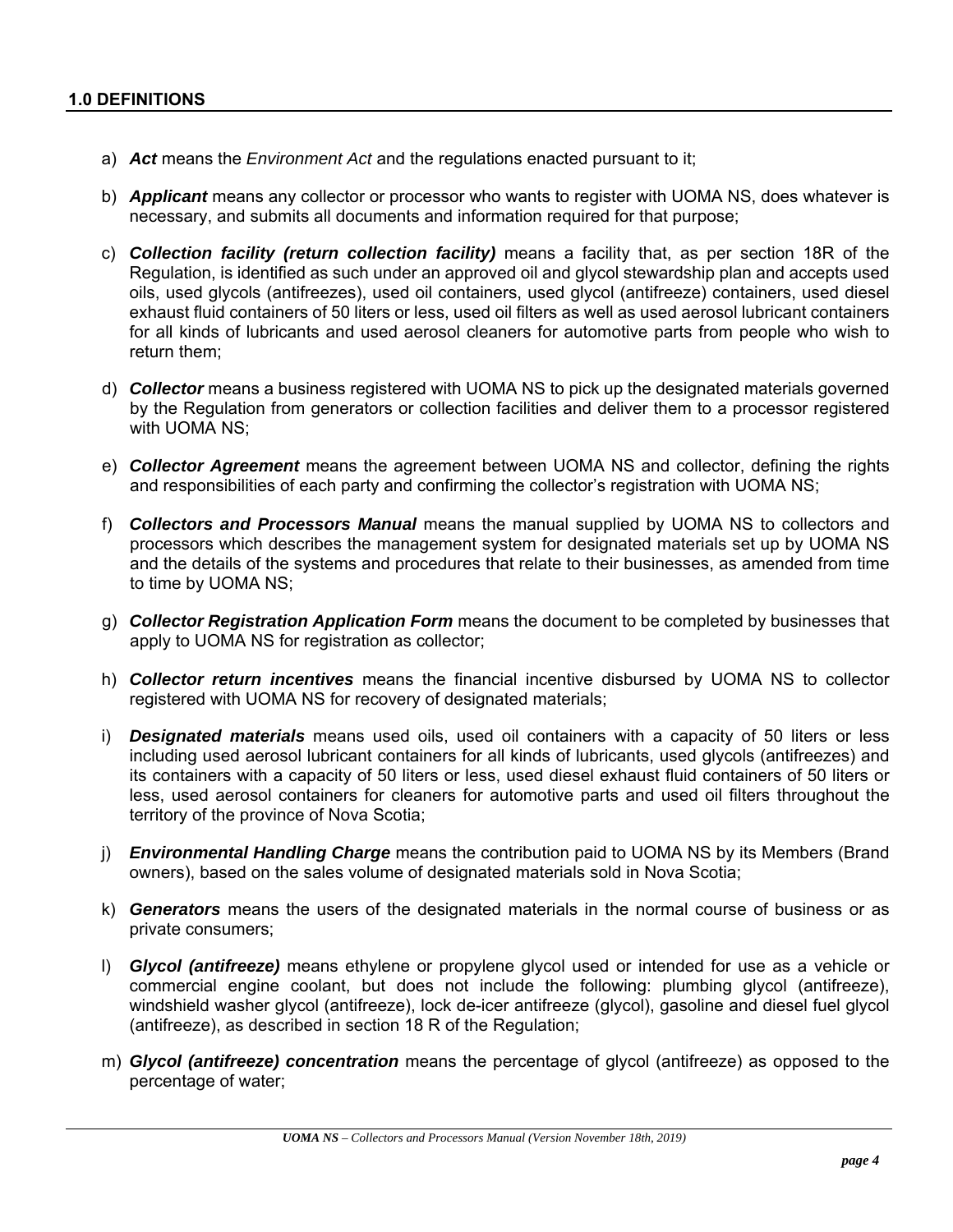## 1.0 DEFINITIONS

a) ***Act*** means the *Environment Act* and the regulations enacted pursuant to it;

b) ***Applicant*** means any collector or processor who wants to register with UOMA NS, does whatever is necessary, and submits all documents and information required for that purpose;

c) ***Collection facility (return collection facility)*** means a facility that, as per section 18R of the Regulation, is identified as such under an approved oil and glycol stewardship plan and accepts used oils, used glycols (antifreezes), used oil containers, used glycol (antifreeze) containers, used diesel exhaust fluid containers of 50 liters or less, used oil filters as well as used aerosol lubricant containers for all kinds of lubricants and used aerosol cleaners for automotive parts from people who wish to return them;

d) ***Collector*** means a business registered with UOMA NS to pick up the designated materials governed by the Regulation from generators or collection facilities and deliver them to a processor registered with UOMA NS;

e) ***Collector Agreement*** means the agreement between UOMA NS and collector, defining the rights and responsibilities of each party and confirming the collector's registration with UOMA NS;

f) ***Collectors and Processors Manual*** means the manual supplied by UOMA NS to collectors and processors which describes the management system for designated materials set up by UOMA NS and the details of the systems and procedures that relate to their businesses, as amended from time to time by UOMA NS;

g) ***Collector Registration Application Form*** means the document to be completed by businesses that apply to UOMA NS for registration as collector;

h) ***Collector return incentives*** means the financial incentive disbursed by UOMA NS to collector registered with UOMA NS for recovery of designated materials;

i) ***Designated materials*** means used oils, used oil containers with a capacity of 50 liters or less including used aerosol lubricant containers for all kinds of lubricants, used glycols (antifreezes) and its containers with a capacity of 50 liters or less, used diesel exhaust fluid containers of 50 liters or less, used aerosol containers for cleaners for automotive parts and used oil filters throughout the territory of the province of Nova Scotia;

j) ***Environmental Handling Charge*** means the contribution paid to UOMA NS by its Members (Brand owners), based on the sales volume of designated materials sold in Nova Scotia;

k) ***Generators*** means the users of the designated materials in the normal course of business or as private consumers;

l) ***Glycol (antifreeze)*** means ethylene or propylene glycol used or intended for use as a vehicle or commercial engine coolant, but does not include the following: plumbing glycol (antifreeze), windshield washer glycol (antifreeze), lock de-icer antifreeze (glycol), gasoline and diesel fuel glycol (antifreeze), as described in section 18 R of the Regulation;

m) ***Glycol (antifreeze) concentration*** means the percentage of glycol (antifreeze) as opposed to the percentage of water;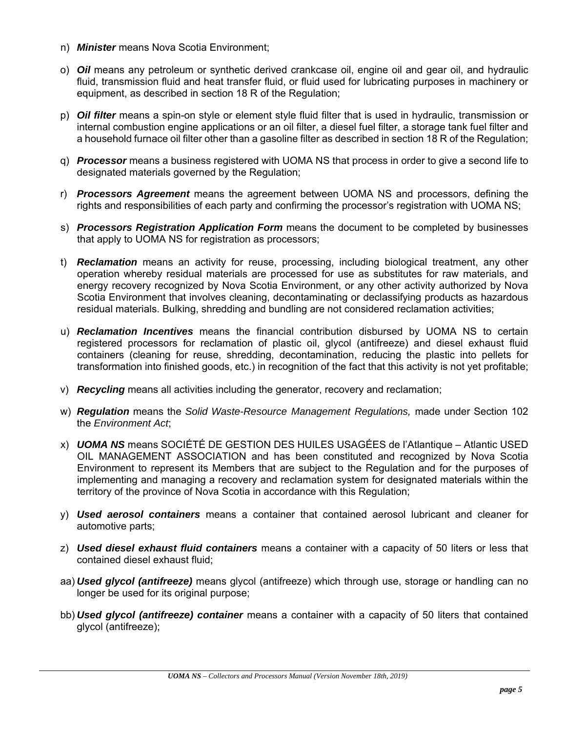n) ***Minister*** means Nova Scotia Environment;

o) ***Oil*** means any petroleum or synthetic derived crankcase oil, engine oil and gear oil, and hydraulic fluid, transmission fluid and heat transfer fluid, or fluid used for lubricating purposes in machinery or equipment, as described in section 18 R of the Regulation;

p) ***Oil filter*** means a spin-on style or element style fluid filter that is used in hydraulic, transmission or internal combustion engine applications or an oil filter, a diesel fuel filter, a storage tank fuel filter and a household furnace oil filter other than a gasoline filter as described in section 18 R of the Regulation;

q) ***Processor*** means a business registered with UOMA NS that process in order to give a second life to designated materials governed by the Regulation;

r) ***Processors Agreement*** means the agreement between UOMA NS and processors, defining the rights and responsibilities of each party and confirming the processor's registration with UOMA NS;

s) ***Processors Registration Application Form*** means the document to be completed by businesses that apply to UOMA NS for registration as processors;

t) ***Reclamation*** means an activity for reuse, processing, including biological treatment, any other operation whereby residual materials are processed for use as substitutes for raw materials, and energy recovery recognized by Nova Scotia Environment, or any other activity authorized by Nova Scotia Environment that involves cleaning, decontaminating or declassifying products as hazardous residual materials. Bulking, shredding and bundling are not considered reclamation activities;

u) ***Reclamation Incentives*** means the financial contribution disbursed by UOMA NS to certain registered processors for reclamation of plastic oil, glycol (antifreeze) and diesel exhaust fluid containers (cleaning for reuse, shredding, decontamination, reducing the plastic into pellets for transformation into finished goods, etc.) in recognition of the fact that this activity is not yet profitable;

v) ***Recycling*** means all activities including the generator, recovery and reclamation;

w) ***Regulation*** means the *Solid Waste-Resource Management Regulations,* made under Section 102 the *Environment Act*;

x) ***UOMA NS*** means SOCIÉTÉ DE GESTION DES HUILES USAGÉES de l'Atlantique – Atlantic USED OIL MANAGEMENT ASSOCIATION and has been constituted and recognized by Nova Scotia Environment to represent its Members that are subject to the Regulation and for the purposes of implementing and managing a recovery and reclamation system for designated materials within the territory of the province of Nova Scotia in accordance with this Regulation;

y) ***Used aerosol containers*** means a container that contained aerosol lubricant and cleaner for automotive parts;

z) ***Used diesel exhaust fluid containers*** means a container with a capacity of 50 liters or less that contained diesel exhaust fluid;

aa) ***Used glycol (antifreeze)*** means glycol (antifreeze) which through use, storage or handling can no longer be used for its original purpose;

bb) ***Used glycol (antifreeze) container*** means a container with a capacity of 50 liters that contained glycol (antifreeze);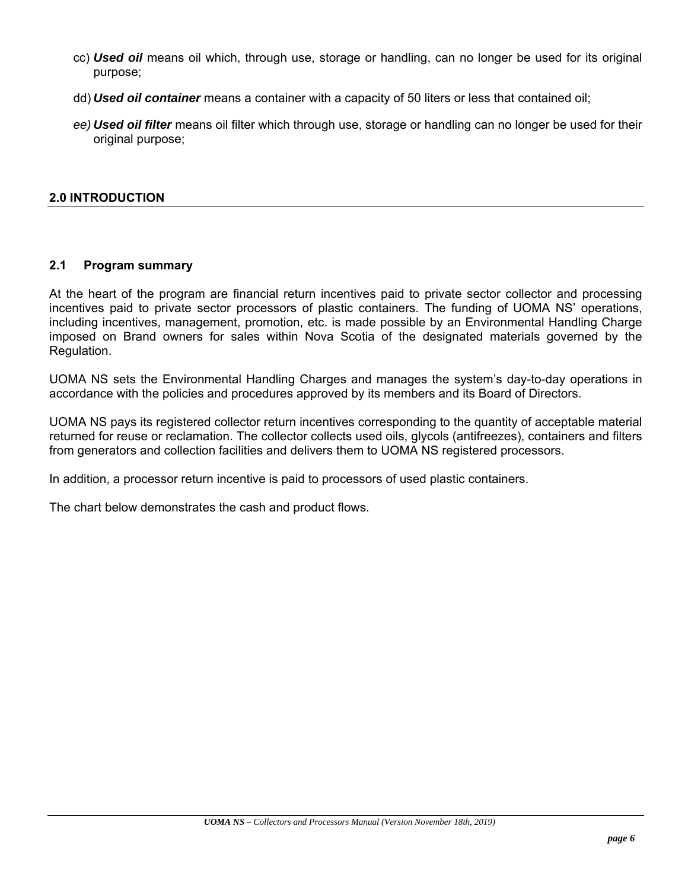cc) ***Used oil*** means oil which, through use, storage or handling, can no longer be used for its original purpose;

dd) ***Used oil container*** means a container with a capacity of 50 liters or less that contained oil;

*ee)* ***Used oil filter*** means oil filter which through use, storage or handling can no longer be used for their original purpose;

## 2.0 INTRODUCTION

### 2.1 Program summary

At the heart of the program are financial return incentives paid to private sector collector and processing incentives paid to private sector processors of plastic containers. The funding of UOMA NS' operations, including incentives, management, promotion, etc. is made possible by an Environmental Handling Charge imposed on Brand owners for sales within Nova Scotia of the designated materials governed by the Regulation.

UOMA NS sets the Environmental Handling Charges and manages the system's day-to-day operations in accordance with the policies and procedures approved by its members and its Board of Directors.

UOMA NS pays its registered collector return incentives corresponding to the quantity of acceptable material returned for reuse or reclamation. The collector collects used oils, glycols (antifreezes), containers and filters from generators and collection facilities and delivers them to UOMA NS registered processors.

In addition, a processor return incentive is paid to processors of used plastic containers.

The chart below demonstrates the cash and product flows.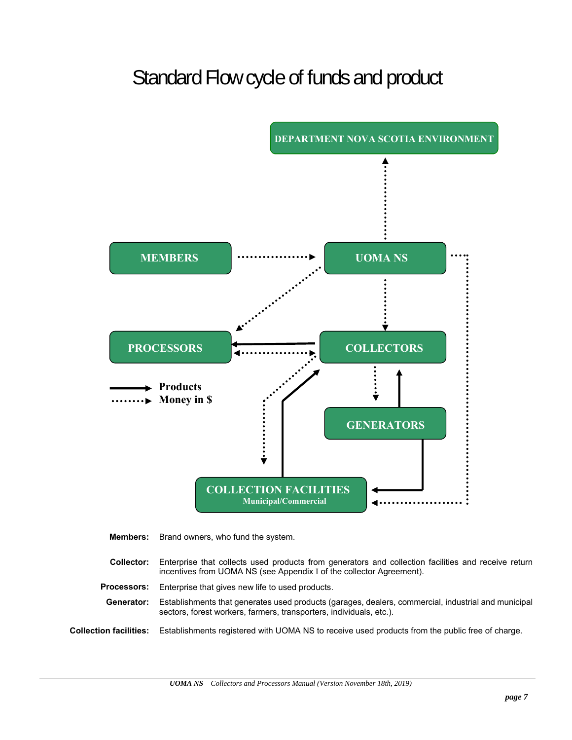# Standard Flow cycle of funds and product

DEPARTMENT NOVA SCOTIA ENVIRONMENT

MEMBERS

UOMA NS

PROCESSORS

COLLECTORS

GENERATORS

COLLECTION FACILITIES
Municipal/Commercial

Products
Money in $

**Members:** Brand owners, who fund the system.

**Collector:** Enterprise that collects used products from generators and collection facilities and receive return incentives from UOMA NS (see Appendix I of the collector Agreement).

**Processors:** Enterprise that gives new life to used products.

**Generator:** Establishments that generates used products (garages, dealers, commercial, industrial and municipal sectors, forest workers, farmers, transporters, individuals, etc.).

**Collection facilities:** Establishments registered with UOMA NS to receive used products from the public free of charge.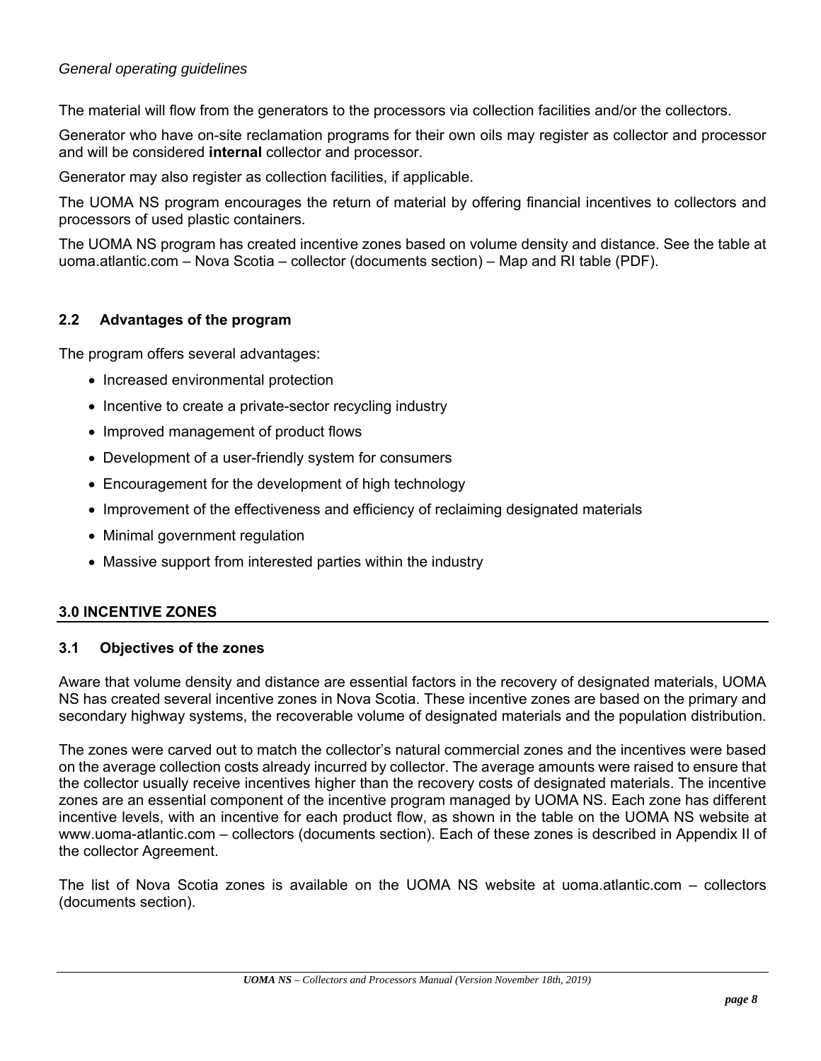*General operating guidelines*

The material will flow from the generators to the processors via collection facilities and/or the collectors.

Generator who have on-site reclamation programs for their own oils may register as collector and processor and will be considered **internal** collector and processor.

Generator may also register as collection facilities, if applicable.

The UOMA NS program encourages the return of material by offering financial incentives to collectors and processors of used plastic containers.

The UOMA NS program has created incentive zones based on volume density and distance. See the table at uoma.atlantic.com – Nova Scotia – collector (documents section) – Map and RI table (PDF).

### 2.2 Advantages of the program

The program offers several advantages:

- Increased environmental protection
- Incentive to create a private-sector recycling industry
- Improved management of product flows
- Development of a user-friendly system for consumers
- Encouragement for the development of high technology
- Improvement of the effectiveness and efficiency of reclaiming designated materials
- Minimal government regulation
- Massive support from interested parties within the industry

## 3.0 INCENTIVE ZONES

### 3.1 Objectives of the zones

Aware that volume density and distance are essential factors in the recovery of designated materials, UOMA NS has created several incentive zones in Nova Scotia. These incentive zones are based on the primary and secondary highway systems, the recoverable volume of designated materials and the population distribution.

The zones were carved out to match the collector's natural commercial zones and the incentives were based on the average collection costs already incurred by collector. The average amounts were raised to ensure that the collector usually receive incentives higher than the recovery costs of designated materials. The incentive zones are an essential component of the incentive program managed by UOMA NS. Each zone has different incentive levels, with an incentive for each product flow, as shown in the table on the UOMA NS website at www.uoma-atlantic.com – collectors (documents section). Each of these zones is described in Appendix II of the collector Agreement.

The list of Nova Scotia zones is available on the UOMA NS website at uoma.atlantic.com – collectors (documents section).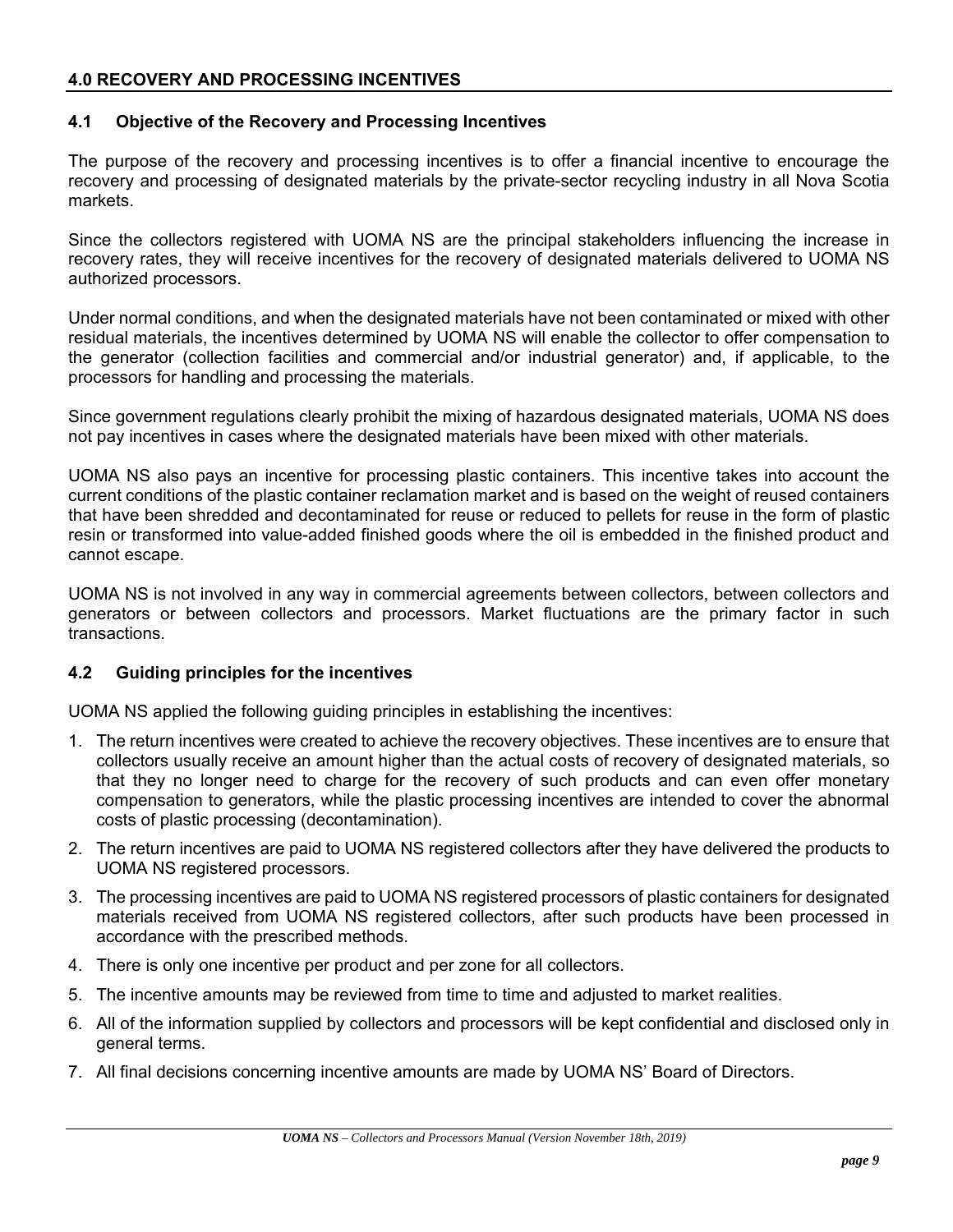## 4.0 RECOVERY AND PROCESSING INCENTIVES

### 4.1 Objective of the Recovery and Processing Incentives

The purpose of the recovery and processing incentives is to offer a financial incentive to encourage the recovery and processing of designated materials by the private-sector recycling industry in all Nova Scotia markets.

Since the collectors registered with UOMA NS are the principal stakeholders influencing the increase in recovery rates, they will receive incentives for the recovery of designated materials delivered to UOMA NS authorized processors.

Under normal conditions, and when the designated materials have not been contaminated or mixed with other residual materials, the incentives determined by UOMA NS will enable the collector to offer compensation to the generator (collection facilities and commercial and/or industrial generator) and, if applicable, to the processors for handling and processing the materials.

Since government regulations clearly prohibit the mixing of hazardous designated materials, UOMA NS does not pay incentives in cases where the designated materials have been mixed with other materials.

UOMA NS also pays an incentive for processing plastic containers. This incentive takes into account the current conditions of the plastic container reclamation market and is based on the weight of reused containers that have been shredded and decontaminated for reuse or reduced to pellets for reuse in the form of plastic resin or transformed into value-added finished goods where the oil is embedded in the finished product and cannot escape.

UOMA NS is not involved in any way in commercial agreements between collectors, between collectors and generators or between collectors and processors. Market fluctuations are the primary factor in such transactions.

### 4.2 Guiding principles for the incentives

UOMA NS applied the following guiding principles in establishing the incentives:

1. The return incentives were created to achieve the recovery objectives. These incentives are to ensure that collectors usually receive an amount higher than the actual costs of recovery of designated materials, so that they no longer need to charge for the recovery of such products and can even offer monetary compensation to generators, while the plastic processing incentives are intended to cover the abnormal costs of plastic processing (decontamination).
2. The return incentives are paid to UOMA NS registered collectors after they have delivered the products to UOMA NS registered processors.
3. The processing incentives are paid to UOMA NS registered processors of plastic containers for designated materials received from UOMA NS registered collectors, after such products have been processed in accordance with the prescribed methods.
4. There is only one incentive per product and per zone for all collectors.
5. The incentive amounts may be reviewed from time to time and adjusted to market realities.
6. All of the information supplied by collectors and processors will be kept confidential and disclosed only in general terms.
7. All final decisions concerning incentive amounts are made by UOMA NS' Board of Directors.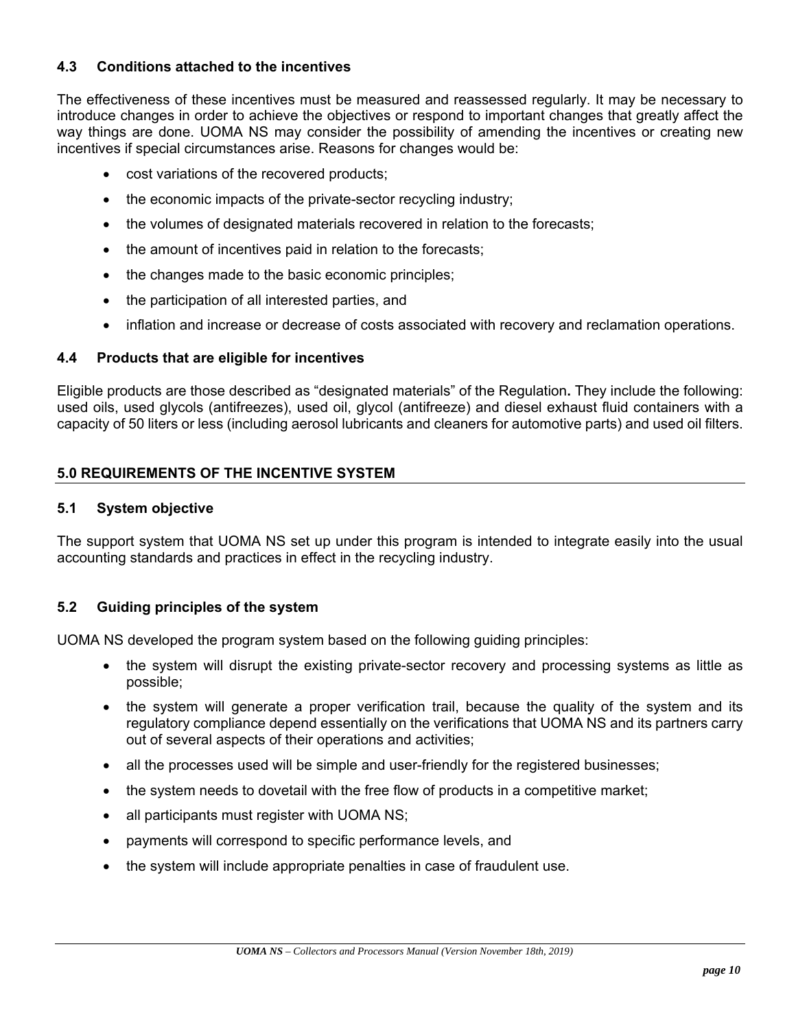### 4.3 Conditions attached to the incentives

The effectiveness of these incentives must be measured and reassessed regularly. It may be necessary to introduce changes in order to achieve the objectives or respond to important changes that greatly affect the way things are done. UOMA NS may consider the possibility of amending the incentives or creating new incentives if special circumstances arise. Reasons for changes would be:

- cost variations of the recovered products;
- the economic impacts of the private-sector recycling industry;
- the volumes of designated materials recovered in relation to the forecasts;
- the amount of incentives paid in relation to the forecasts;
- the changes made to the basic economic principles;
- the participation of all interested parties, and
- inflation and increase or decrease of costs associated with recovery and reclamation operations.

### 4.4 Products that are eligible for incentives

Eligible products are those described as "designated materials" of the Regulation**.** They include the following: used oils, used glycols (antifreezes), used oil, glycol (antifreeze) and diesel exhaust fluid containers with a capacity of 50 liters or less (including aerosol lubricants and cleaners for automotive parts) and used oil filters.

## 5.0 REQUIREMENTS OF THE INCENTIVE SYSTEM

### 5.1 System objective

The support system that UOMA NS set up under this program is intended to integrate easily into the usual accounting standards and practices in effect in the recycling industry.

### 5.2 Guiding principles of the system

UOMA NS developed the program system based on the following guiding principles:

- the system will disrupt the existing private-sector recovery and processing systems as little as possible;
- the system will generate a proper verification trail, because the quality of the system and its regulatory compliance depend essentially on the verifications that UOMA NS and its partners carry out of several aspects of their operations and activities;
- all the processes used will be simple and user-friendly for the registered businesses;
- the system needs to dovetail with the free flow of products in a competitive market;
- all participants must register with UOMA NS;
- payments will correspond to specific performance levels, and
- the system will include appropriate penalties in case of fraudulent use.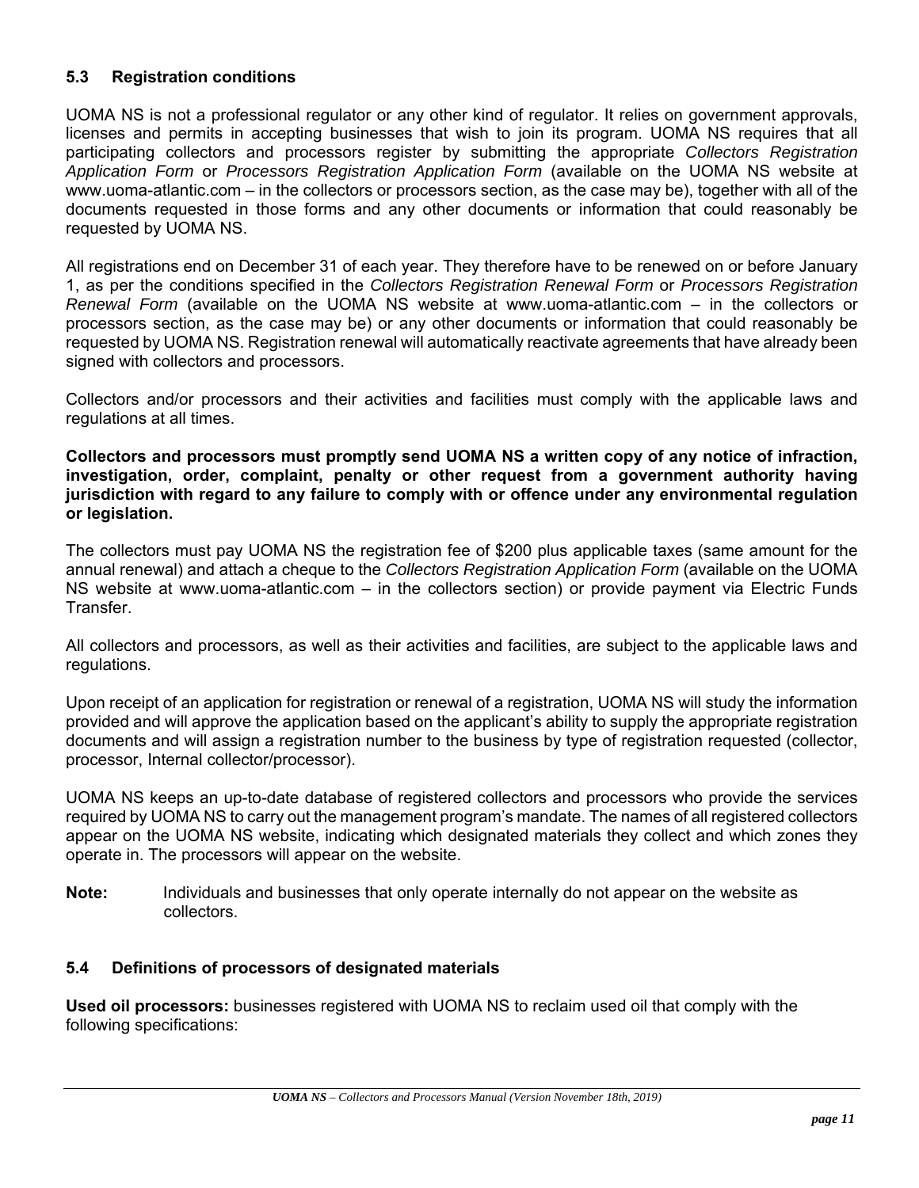### 5.3 Registration conditions

UOMA NS is not a professional regulator or any other kind of regulator. It relies on government approvals, licenses and permits in accepting businesses that wish to join its program. UOMA NS requires that all participating collectors and processors register by submitting the appropriate *Collectors Registration Application Form* or *Processors Registration Application Form* (available on the UOMA NS website at www.uoma-atlantic.com – in the collectors or processors section, as the case may be), together with all of the documents requested in those forms and any other documents or information that could reasonably be requested by UOMA NS.

All registrations end on December 31 of each year. They therefore have to be renewed on or before January 1, as per the conditions specified in the *Collectors Registration Renewal Form* or *Processors Registration Renewal Form* (available on the UOMA NS website at www.uoma-atlantic.com – in the collectors or processors section, as the case may be) or any other documents or information that could reasonably be requested by UOMA NS. Registration renewal will automatically reactivate agreements that have already been signed with collectors and processors.

Collectors and/or processors and their activities and facilities must comply with the applicable laws and regulations at all times.

**Collectors and processors must promptly send UOMA NS a written copy of any notice of infraction, investigation, order, complaint, penalty or other request from a government authority having jurisdiction with regard to any failure to comply with or offence under any environmental regulation or legislation.**

The collectors must pay UOMA NS the registration fee of $200 plus applicable taxes (same amount for the annual renewal) and attach a cheque to the *Collectors Registration Application Form* (available on the UOMA NS website at www.uoma-atlantic.com – in the collectors section) or provide payment via Electric Funds Transfer.

All collectors and processors, as well as their activities and facilities, are subject to the applicable laws and regulations.

Upon receipt of an application for registration or renewal of a registration, UOMA NS will study the information provided and will approve the application based on the applicant's ability to supply the appropriate registration documents and will assign a registration number to the business by type of registration requested (collector, processor, Internal collector/processor).

UOMA NS keeps an up-to-date database of registered collectors and processors who provide the services required by UOMA NS to carry out the management program's mandate. The names of all registered collectors appear on the UOMA NS website, indicating which designated materials they collect and which zones they operate in. The processors will appear on the website.

**Note:** Individuals and businesses that only operate internally do not appear on the website as collectors.

### 5.4 Definitions of processors of designated materials

**Used oil processors:** businesses registered with UOMA NS to reclaim used oil that comply with the following specifications: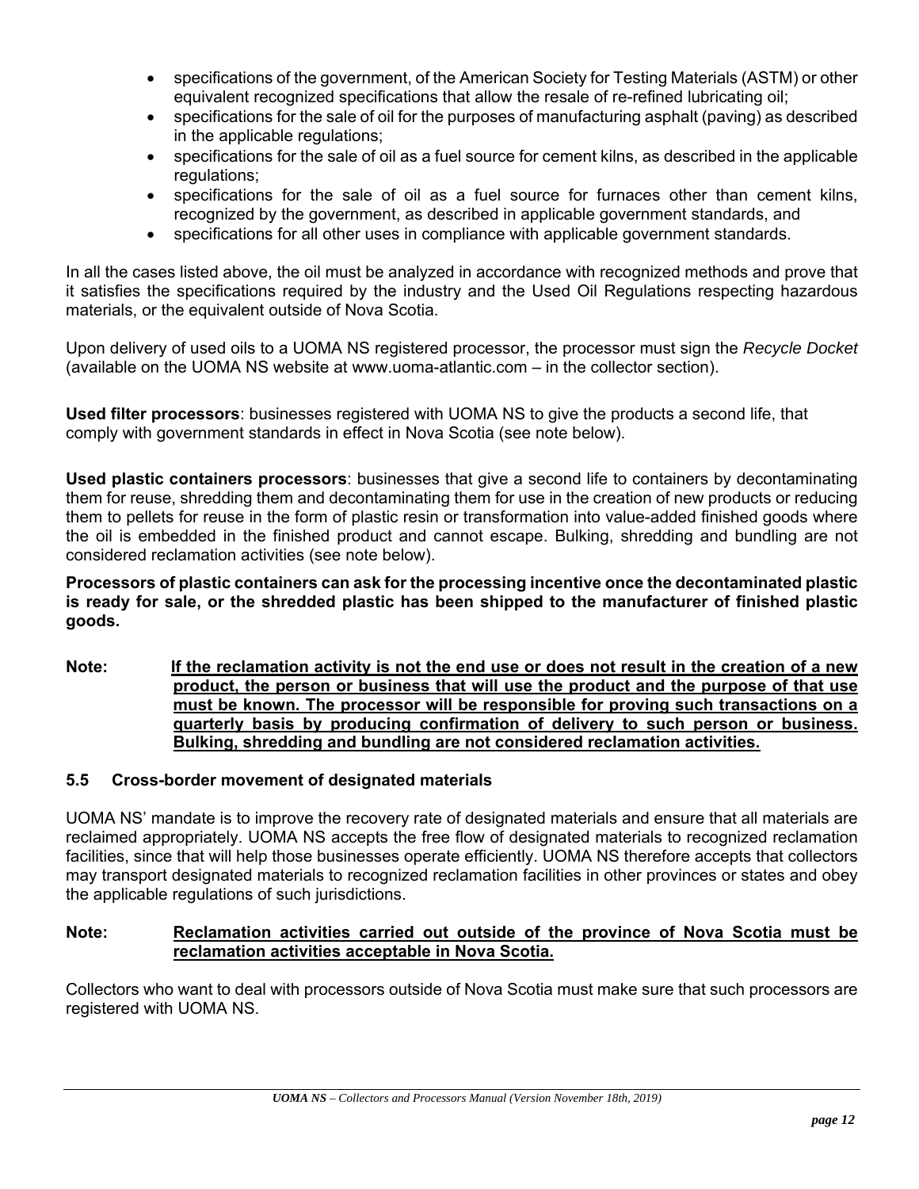- specifications of the government, of the American Society for Testing Materials (ASTM) or other equivalent recognized specifications that allow the resale of re-refined lubricating oil;
- specifications for the sale of oil for the purposes of manufacturing asphalt (paving) as described in the applicable regulations;
- specifications for the sale of oil as a fuel source for cement kilns, as described in the applicable regulations;
- specifications for the sale of oil as a fuel source for furnaces other than cement kilns, recognized by the government, as described in applicable government standards, and
- specifications for all other uses in compliance with applicable government standards.

In all the cases listed above, the oil must be analyzed in accordance with recognized methods and prove that it satisfies the specifications required by the industry and the Used Oil Regulations respecting hazardous materials, or the equivalent outside of Nova Scotia.

Upon delivery of used oils to a UOMA NS registered processor, the processor must sign the *Recycle Docket* (available on the UOMA NS website at www.uoma-atlantic.com – in the collector section).

**Used filter processors**: businesses registered with UOMA NS to give the products a second life, that comply with government standards in effect in Nova Scotia (see note below).

**Used plastic containers processors**: businesses that give a second life to containers by decontaminating them for reuse, shredding them and decontaminating them for use in the creation of new products or reducing them to pellets for reuse in the form of plastic resin or transformation into value-added finished goods where the oil is embedded in the finished product and cannot escape. Bulking, shredding and bundling are not considered reclamation activities (see note below).

**Processors of plastic containers can ask for the processing incentive once the decontaminated plastic is ready for sale, or the shredded plastic has been shipped to the manufacturer of finished plastic goods.**

**Note:** **If the reclamation activity is not the end use or does not result in the creation of a new product, the person or business that will use the product and the purpose of that use must be known. The processor will be responsible for proving such transactions on a quarterly basis by producing confirmation of delivery to such person or business. Bulking, shredding and bundling are not considered reclamation activities.**

### 5.5 Cross-border movement of designated materials

UOMA NS' mandate is to improve the recovery rate of designated materials and ensure that all materials are reclaimed appropriately. UOMA NS accepts the free flow of designated materials to recognized reclamation facilities, since that will help those businesses operate efficiently. UOMA NS therefore accepts that collectors may transport designated materials to recognized reclamation facilities in other provinces or states and obey the applicable regulations of such jurisdictions.

**Note:** **Reclamation activities carried out outside of the province of Nova Scotia must be reclamation activities acceptable in Nova Scotia.**

Collectors who want to deal with processors outside of Nova Scotia must make sure that such processors are registered with UOMA NS.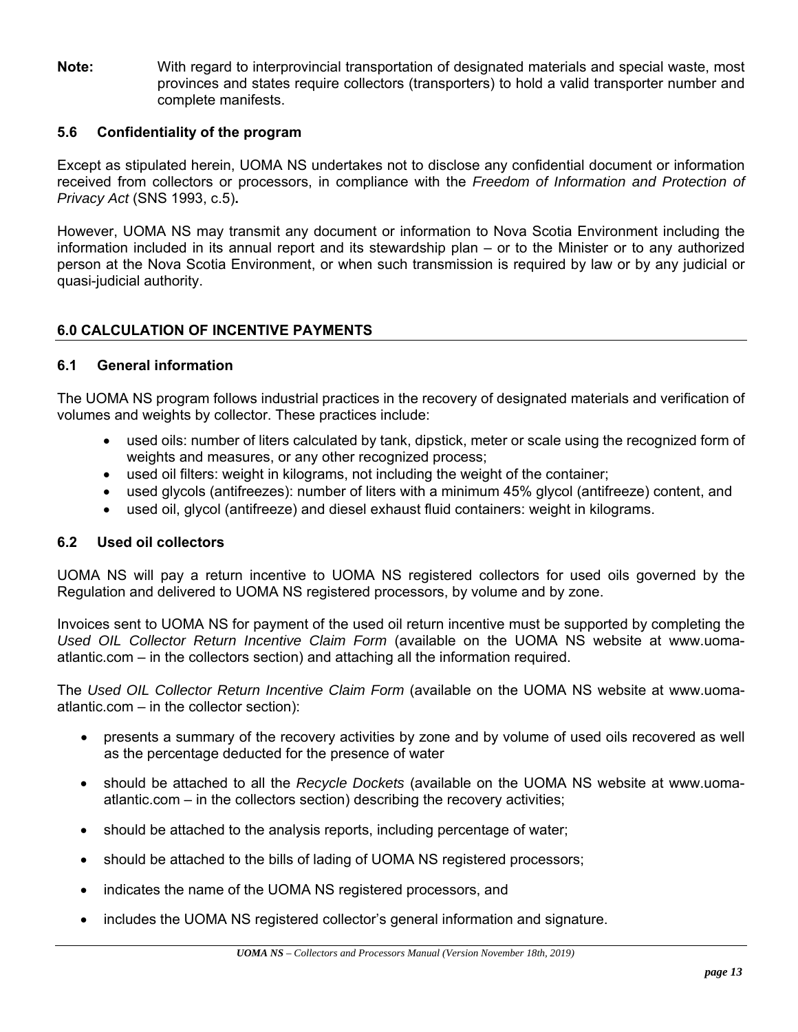**Note:** With regard to interprovincial transportation of designated materials and special waste, most provinces and states require collectors (transporters) to hold a valid transporter number and complete manifests.

### 5.6 Confidentiality of the program

Except as stipulated herein, UOMA NS undertakes not to disclose any confidential document or information received from collectors or processors, in compliance with the *Freedom of Information and Protection of Privacy Act* (SNS 1993, c.5)**.**

However, UOMA NS may transmit any document or information to Nova Scotia Environment including the information included in its annual report and its stewardship plan – or to the Minister or to any authorized person at the Nova Scotia Environment, or when such transmission is required by law or by any judicial or quasi-judicial authority.

## 6.0 CALCULATION OF INCENTIVE PAYMENTS

### 6.1 General information

The UOMA NS program follows industrial practices in the recovery of designated materials and verification of volumes and weights by collector. These practices include:

- used oils: number of liters calculated by tank, dipstick, meter or scale using the recognized form of weights and measures, or any other recognized process;
- used oil filters: weight in kilograms, not including the weight of the container;
- used glycols (antifreezes): number of liters with a minimum 45% glycol (antifreeze) content, and
- used oil, glycol (antifreeze) and diesel exhaust fluid containers: weight in kilograms.

### 6.2 Used oil collectors

UOMA NS will pay a return incentive to UOMA NS registered collectors for used oils governed by the Regulation and delivered to UOMA NS registered processors, by volume and by zone.

Invoices sent to UOMA NS for payment of the used oil return incentive must be supported by completing the *Used OIL Collector Return Incentive Claim Form* (available on the UOMA NS website at www.uoma-atlantic.com – in the collectors section) and attaching all the information required.

The *Used OIL Collector Return Incentive Claim Form* (available on the UOMA NS website at www.uoma-atlantic.com – in the collector section):

- presents a summary of the recovery activities by zone and by volume of used oils recovered as well as the percentage deducted for the presence of water
- should be attached to all the *Recycle Dockets* (available on the UOMA NS website at www.uoma-atlantic.com – in the collectors section) describing the recovery activities;
- should be attached to the analysis reports, including percentage of water;
- should be attached to the bills of lading of UOMA NS registered processors;
- indicates the name of the UOMA NS registered processors, and
- includes the UOMA NS registered collector's general information and signature.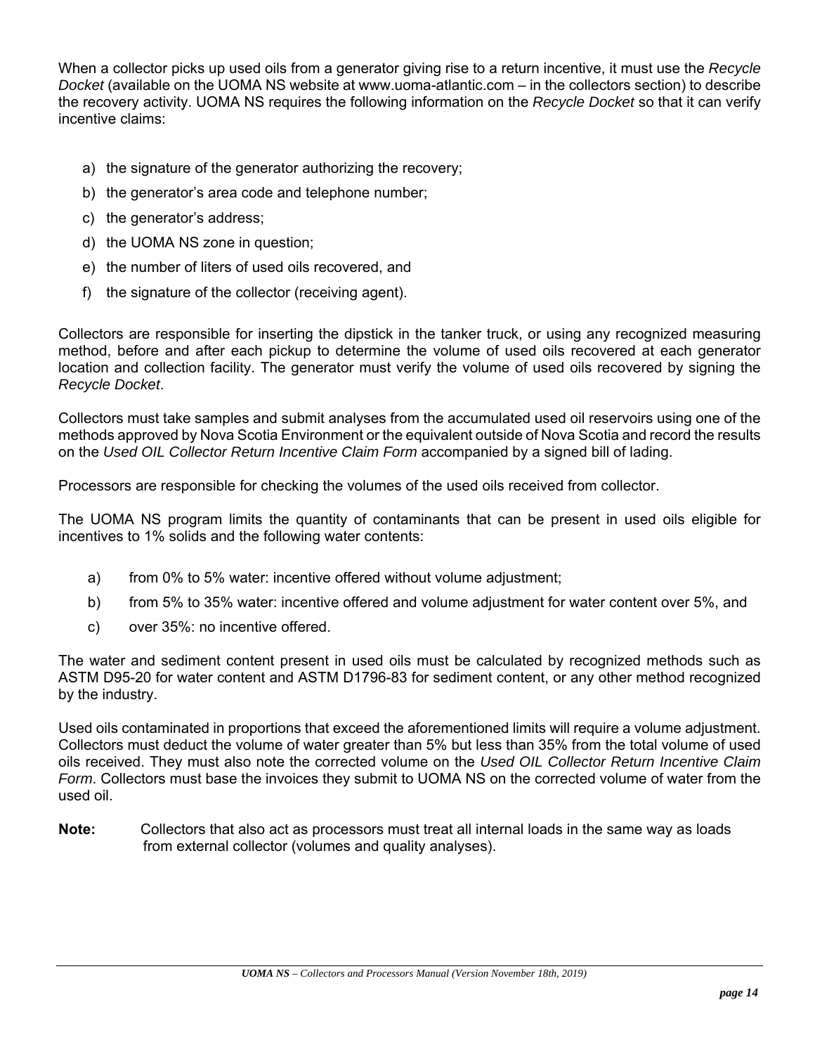When a collector picks up used oils from a generator giving rise to a return incentive, it must use the *Recycle Docket* (available on the UOMA NS website at www.uoma-atlantic.com – in the collectors section) to describe the recovery activity. UOMA NS requires the following information on the *Recycle Docket* so that it can verify incentive claims:

a) the signature of the generator authorizing the recovery;
b) the generator's area code and telephone number;
c) the generator's address;
d) the UOMA NS zone in question;
e) the number of liters of used oils recovered, and
f) the signature of the collector (receiving agent).

Collectors are responsible for inserting the dipstick in the tanker truck, or using any recognized measuring method, before and after each pickup to determine the volume of used oils recovered at each generator location and collection facility. The generator must verify the volume of used oils recovered by signing the *Recycle Docket*.

Collectors must take samples and submit analyses from the accumulated used oil reservoirs using one of the methods approved by Nova Scotia Environment or the equivalent outside of Nova Scotia and record the results on the *Used OIL Collector Return Incentive Claim Form* accompanied by a signed bill of lading.

Processors are responsible for checking the volumes of the used oils received from collector.

The UOMA NS program limits the quantity of contaminants that can be present in used oils eligible for incentives to 1% solids and the following water contents:

a) from 0% to 5% water: incentive offered without volume adjustment;
b) from 5% to 35% water: incentive offered and volume adjustment for water content over 5%, and
c) over 35%: no incentive offered.

The water and sediment content present in used oils must be calculated by recognized methods such as ASTM D95-20 for water content and ASTM D1796-83 for sediment content, or any other method recognized by the industry.

Used oils contaminated in proportions that exceed the aforementioned limits will require a volume adjustment. Collectors must deduct the volume of water greater than 5% but less than 35% from the total volume of used oils received. They must also note the corrected volume on the *Used OIL Collector Return Incentive Claim Form*. Collectors must base the invoices they submit to UOMA NS on the corrected volume of water from the used oil.

**Note:** Collectors that also act as processors must treat all internal loads in the same way as loads from external collector (volumes and quality analyses).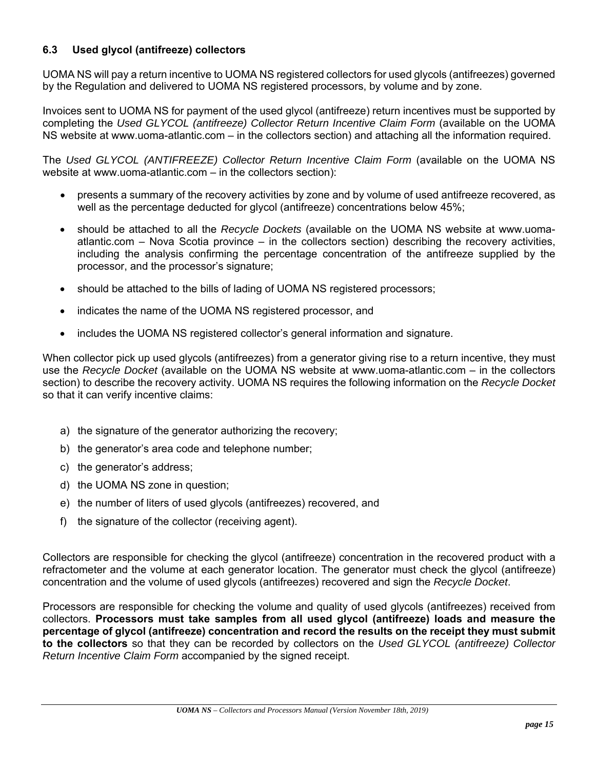### 6.3 Used glycol (antifreeze) collectors

UOMA NS will pay a return incentive to UOMA NS registered collectors for used glycols (antifreezes) governed by the Regulation and delivered to UOMA NS registered processors, by volume and by zone.

Invoices sent to UOMA NS for payment of the used glycol (antifreeze) return incentives must be supported by completing the *Used GLYCOL (antifreeze) Collector Return Incentive Claim Form* (available on the UOMA NS website at www.uoma-atlantic.com – in the collectors section) and attaching all the information required.

The *Used GLYCOL (ANTIFREEZE) Collector Return Incentive Claim Form* (available on the UOMA NS website at www.uoma-atlantic.com – in the collectors section):

- presents a summary of the recovery activities by zone and by volume of used antifreeze recovered, as well as the percentage deducted for glycol (antifreeze) concentrations below 45%;
- should be attached to all the *Recycle Dockets* (available on the UOMA NS website at www.uoma-atlantic.com – Nova Scotia province – in the collectors section) describing the recovery activities, including the analysis confirming the percentage concentration of the antifreeze supplied by the processor, and the processor's signature;
- should be attached to the bills of lading of UOMA NS registered processors;
- indicates the name of the UOMA NS registered processor, and
- includes the UOMA NS registered collector's general information and signature.

When collector pick up used glycols (antifreezes) from a generator giving rise to a return incentive, they must use the *Recycle Docket* (available on the UOMA NS website at www.uoma-atlantic.com – in the collectors section) to describe the recovery activity. UOMA NS requires the following information on the *Recycle Docket* so that it can verify incentive claims:

a) the signature of the generator authorizing the recovery;
b) the generator's area code and telephone number;
c) the generator's address;
d) the UOMA NS zone in question;
e) the number of liters of used glycols (antifreezes) recovered, and
f) the signature of the collector (receiving agent).

Collectors are responsible for checking the glycol (antifreeze) concentration in the recovered product with a refractometer and the volume at each generator location. The generator must check the glycol (antifreeze) concentration and the volume of used glycols (antifreezes) recovered and sign the *Recycle Docket*.

Processors are responsible for checking the volume and quality of used glycols (antifreezes) received from collectors. **Processors must take samples from all used glycol (antifreeze) loads and measure the percentage of glycol (antifreeze) concentration and record the results on the receipt they must submit to the collectors** so that they can be recorded by collectors on the *Used GLYCOL (antifreeze) Collector Return Incentive Claim Form* accompanied by the signed receipt.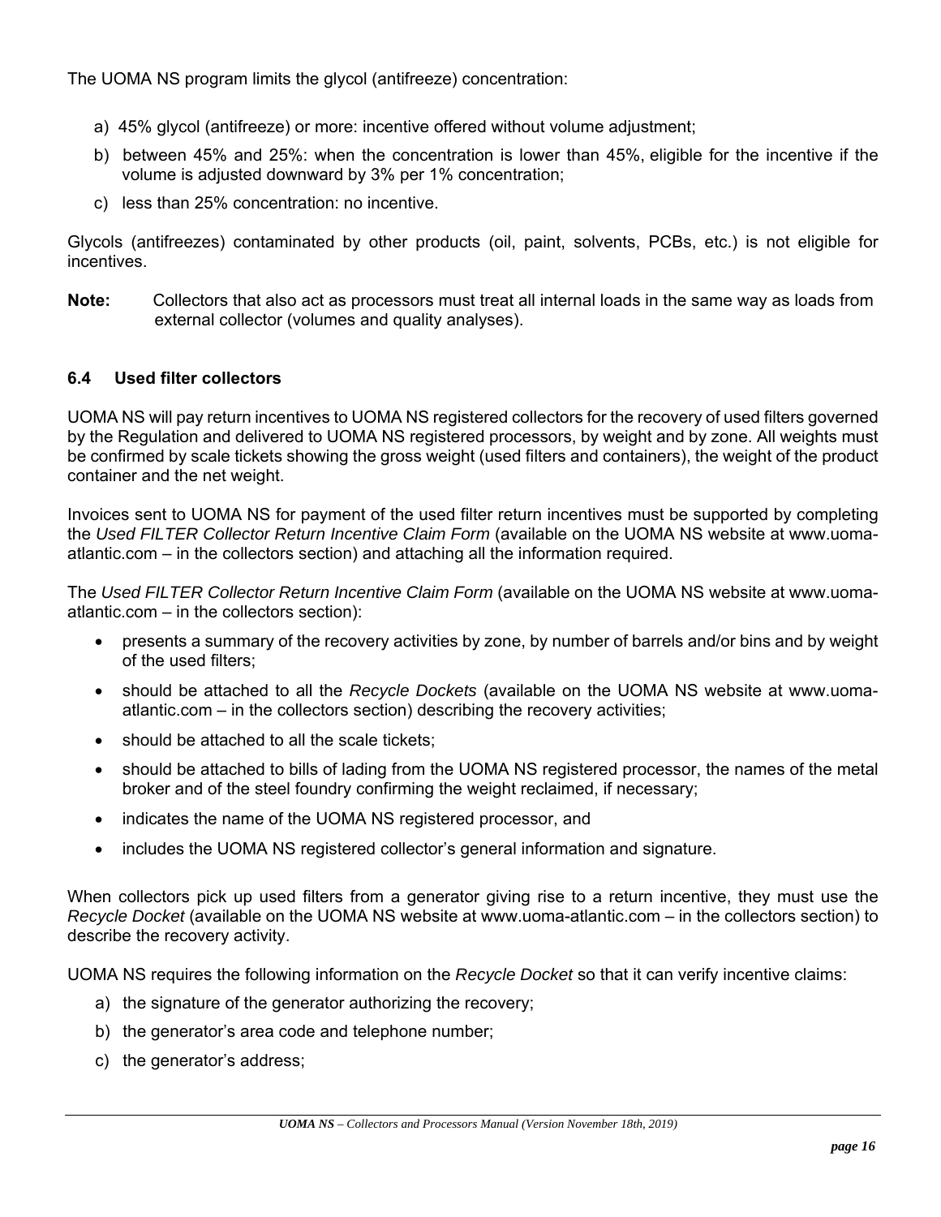The UOMA NS program limits the glycol (antifreeze) concentration:

a) 45% glycol (antifreeze) or more: incentive offered without volume adjustment;
b) between 45% and 25%: when the concentration is lower than 45%, eligible for the incentive if the volume is adjusted downward by 3% per 1% concentration;
c) less than 25% concentration: no incentive.

Glycols (antifreezes) contaminated by other products (oil, paint, solvents, PCBs, etc.) is not eligible for incentives.

**Note:** Collectors that also act as processors must treat all internal loads in the same way as loads from external collector (volumes and quality analyses).

### 6.4 Used filter collectors

UOMA NS will pay return incentives to UOMA NS registered collectors for the recovery of used filters governed by the Regulation and delivered to UOMA NS registered processors, by weight and by zone. All weights must be confirmed by scale tickets showing the gross weight (used filters and containers), the weight of the product container and the net weight.

Invoices sent to UOMA NS for payment of the used filter return incentives must be supported by completing the *Used FILTER Collector Return Incentive Claim Form* (available on the UOMA NS website at www.uoma-atlantic.com – in the collectors section) and attaching all the information required.

The *Used FILTER Collector Return Incentive Claim Form* (available on the UOMA NS website at www.uoma-atlantic.com – in the collectors section):

- presents a summary of the recovery activities by zone, by number of barrels and/or bins and by weight of the used filters;
- should be attached to all the *Recycle Dockets* (available on the UOMA NS website at www.uoma-atlantic.com – in the collectors section) describing the recovery activities;
- should be attached to all the scale tickets;
- should be attached to bills of lading from the UOMA NS registered processor, the names of the metal broker and of the steel foundry confirming the weight reclaimed, if necessary;
- indicates the name of the UOMA NS registered processor, and
- includes the UOMA NS registered collector's general information and signature.

When collectors pick up used filters from a generator giving rise to a return incentive, they must use the *Recycle Docket* (available on the UOMA NS website at www.uoma-atlantic.com – in the collectors section) to describe the recovery activity.

UOMA NS requires the following information on the *Recycle Docket* so that it can verify incentive claims:

a) the signature of the generator authorizing the recovery;
b) the generator's area code and telephone number;
c) the generator's address;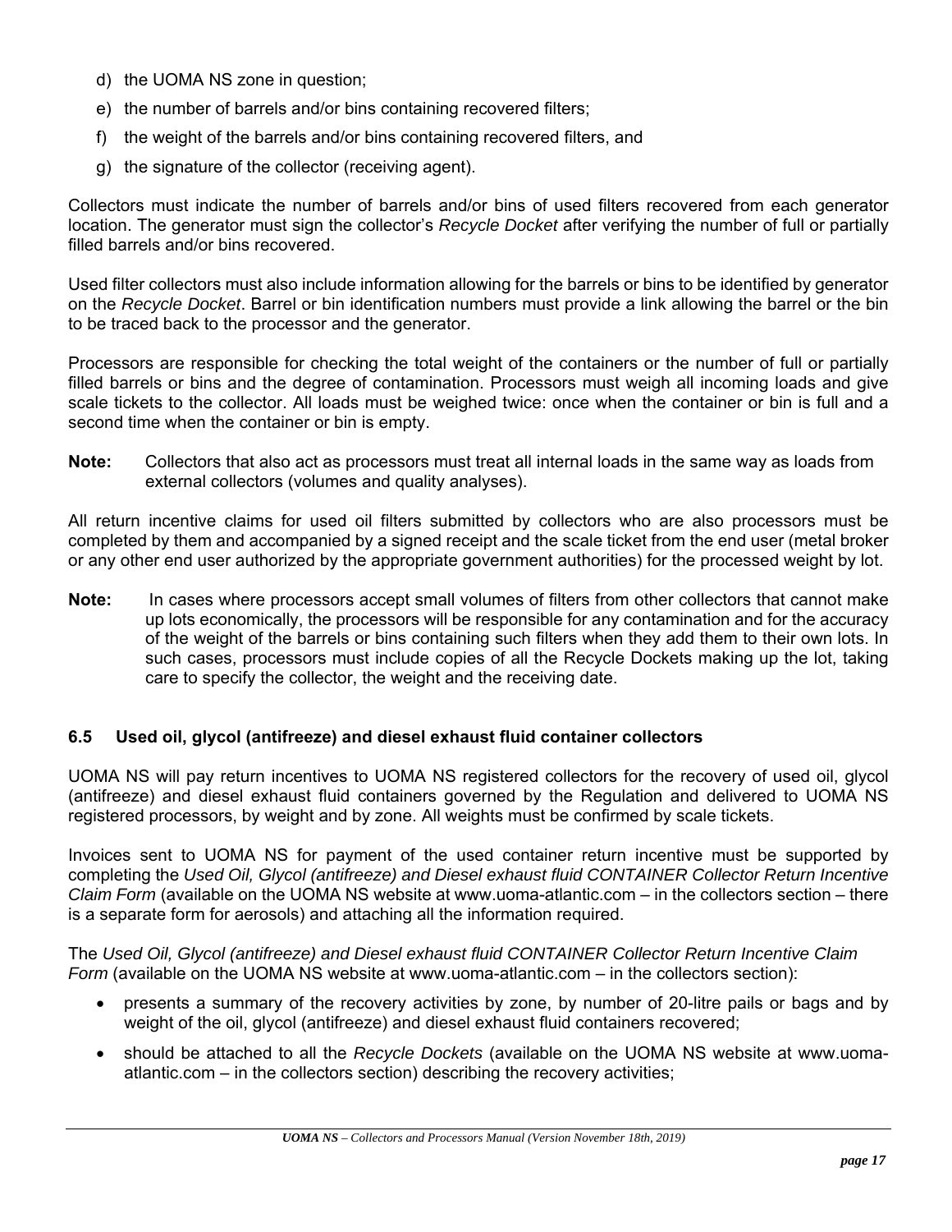d) the UOMA NS zone in question;

e) the number of barrels and/or bins containing recovered filters;

f) the weight of the barrels and/or bins containing recovered filters, and

g) the signature of the collector (receiving agent).

Collectors must indicate the number of barrels and/or bins of used filters recovered from each generator location. The generator must sign the collector's *Recycle Docket* after verifying the number of full or partially filled barrels and/or bins recovered.

Used filter collectors must also include information allowing for the barrels or bins to be identified by generator on the *Recycle Docket*. Barrel or bin identification numbers must provide a link allowing the barrel or the bin to be traced back to the processor and the generator.

Processors are responsible for checking the total weight of the containers or the number of full or partially filled barrels or bins and the degree of contamination. Processors must weigh all incoming loads and give scale tickets to the collector. All loads must be weighed twice: once when the container or bin is full and a second time when the container or bin is empty.

**Note:** Collectors that also act as processors must treat all internal loads in the same way as loads from external collectors (volumes and quality analyses).

All return incentive claims for used oil filters submitted by collectors who are also processors must be completed by them and accompanied by a signed receipt and the scale ticket from the end user (metal broker or any other end user authorized by the appropriate government authorities) for the processed weight by lot.

**Note:** In cases where processors accept small volumes of filters from other collectors that cannot make up lots economically, the processors will be responsible for any contamination and for the accuracy of the weight of the barrels or bins containing such filters when they add them to their own lots. In such cases, processors must include copies of all the Recycle Dockets making up the lot, taking care to specify the collector, the weight and the receiving date.

### 6.5 Used oil, glycol (antifreeze) and diesel exhaust fluid container collectors

UOMA NS will pay return incentives to UOMA NS registered collectors for the recovery of used oil, glycol (antifreeze) and diesel exhaust fluid containers governed by the Regulation and delivered to UOMA NS registered processors, by weight and by zone. All weights must be confirmed by scale tickets.

Invoices sent to UOMA NS for payment of the used container return incentive must be supported by completing the *Used Oil, Glycol (antifreeze) and Diesel exhaust fluid CONTAINER Collector Return Incentive Claim Form* (available on the UOMA NS website at www.uoma-atlantic.com – in the collectors section – there is a separate form for aerosols) and attaching all the information required.

The *Used Oil, Glycol (antifreeze) and Diesel exhaust fluid CONTAINER Collector Return Incentive Claim Form* (available on the UOMA NS website at www.uoma-atlantic.com – in the collectors section):

- presents a summary of the recovery activities by zone, by number of 20-litre pails or bags and by weight of the oil, glycol (antifreeze) and diesel exhaust fluid containers recovered;
- should be attached to all the *Recycle Dockets* (available on the UOMA NS website at www.uoma-atlantic.com – in the collectors section) describing the recovery activities;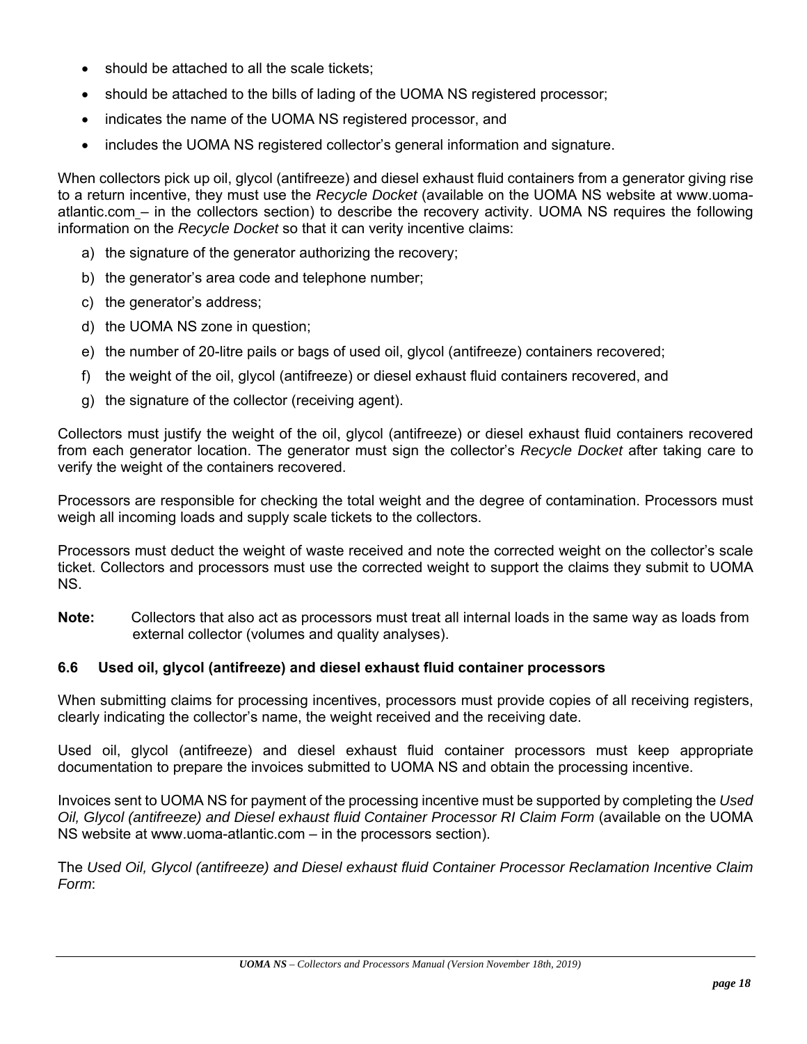- should be attached to all the scale tickets;
- should be attached to the bills of lading of the UOMA NS registered processor;
- indicates the name of the UOMA NS registered processor, and
- includes the UOMA NS registered collector's general information and signature.

When collectors pick up oil, glycol (antifreeze) and diesel exhaust fluid containers from a generator giving rise to a return incentive, they must use the *Recycle Docket* (available on the UOMA NS website at www.uoma-atlantic.com – in the collectors section) to describe the recovery activity. UOMA NS requires the following information on the *Recycle Docket* so that it can verity incentive claims:

a) the signature of the generator authorizing the recovery;
b) the generator's area code and telephone number;
c) the generator's address;
d) the UOMA NS zone in question;
e) the number of 20-litre pails or bags of used oil, glycol (antifreeze) containers recovered;
f) the weight of the oil, glycol (antifreeze) or diesel exhaust fluid containers recovered, and
g) the signature of the collector (receiving agent).

Collectors must justify the weight of the oil, glycol (antifreeze) or diesel exhaust fluid containers recovered from each generator location. The generator must sign the collector's *Recycle Docket* after taking care to verify the weight of the containers recovered.

Processors are responsible for checking the total weight and the degree of contamination. Processors must weigh all incoming loads and supply scale tickets to the collectors.

Processors must deduct the weight of waste received and note the corrected weight on the collector's scale ticket. Collectors and processors must use the corrected weight to support the claims they submit to UOMA NS.

**Note:** Collectors that also act as processors must treat all internal loads in the same way as loads from external collector (volumes and quality analyses).

### 6.6 Used oil, glycol (antifreeze) and diesel exhaust fluid container processors

When submitting claims for processing incentives, processors must provide copies of all receiving registers, clearly indicating the collector's name, the weight received and the receiving date.

Used oil, glycol (antifreeze) and diesel exhaust fluid container processors must keep appropriate documentation to prepare the invoices submitted to UOMA NS and obtain the processing incentive.

Invoices sent to UOMA NS for payment of the processing incentive must be supported by completing the *Used Oil, Glycol (antifreeze) and Diesel exhaust fluid Container Processor RI Claim Form* (available on the UOMA NS website at www.uoma-atlantic.com – in the processors section).

The *Used Oil, Glycol (antifreeze) and Diesel exhaust fluid Container Processor Reclamation Incentive Claim Form*: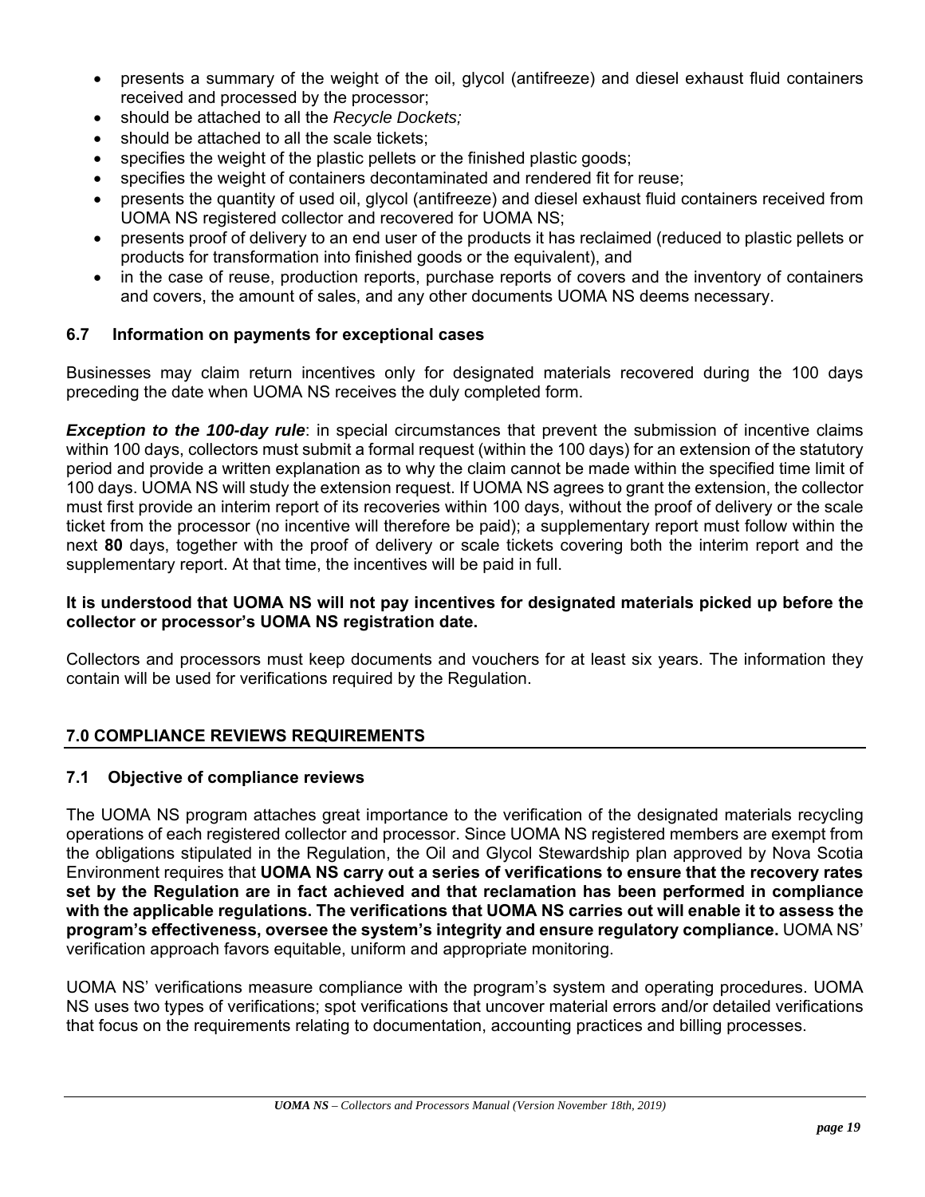- presents a summary of the weight of the oil, glycol (antifreeze) and diesel exhaust fluid containers received and processed by the processor;
- should be attached to all the *Recycle Dockets;*
- should be attached to all the scale tickets;
- specifies the weight of the plastic pellets or the finished plastic goods;
- specifies the weight of containers decontaminated and rendered fit for reuse;
- presents the quantity of used oil, glycol (antifreeze) and diesel exhaust fluid containers received from UOMA NS registered collector and recovered for UOMA NS;
- presents proof of delivery to an end user of the products it has reclaimed (reduced to plastic pellets or products for transformation into finished goods or the equivalent), and
- in the case of reuse, production reports, purchase reports of covers and the inventory of containers and covers, the amount of sales, and any other documents UOMA NS deems necessary.

### 6.7 Information on payments for exceptional cases

Businesses may claim return incentives only for designated materials recovered during the 100 days preceding the date when UOMA NS receives the duly completed form.

***Exception to the 100-day rule***: in special circumstances that prevent the submission of incentive claims within 100 days, collectors must submit a formal request (within the 100 days) for an extension of the statutory period and provide a written explanation as to why the claim cannot be made within the specified time limit of 100 days. UOMA NS will study the extension request. If UOMA NS agrees to grant the extension, the collector must first provide an interim report of its recoveries within 100 days, without the proof of delivery or the scale ticket from the processor (no incentive will therefore be paid); a supplementary report must follow within the next **80** days, together with the proof of delivery or scale tickets covering both the interim report and the supplementary report. At that time, the incentives will be paid in full.

**It is understood that UOMA NS will not pay incentives for designated materials picked up before the collector or processor's UOMA NS registration date.**

Collectors and processors must keep documents and vouchers for at least six years. The information they contain will be used for verifications required by the Regulation.

## 7.0 COMPLIANCE REVIEWS REQUIREMENTS

### 7.1 Objective of compliance reviews

The UOMA NS program attaches great importance to the verification of the designated materials recycling operations of each registered collector and processor. Since UOMA NS registered members are exempt from the obligations stipulated in the Regulation, the Oil and Glycol Stewardship plan approved by Nova Scotia Environment requires that **UOMA NS carry out a series of verifications to ensure that the recovery rates set by the Regulation are in fact achieved and that reclamation has been performed in compliance with the applicable regulations. The verifications that UOMA NS carries out will enable it to assess the program's effectiveness, oversee the system's integrity and ensure regulatory compliance.** UOMA NS' verification approach favors equitable, uniform and appropriate monitoring.

UOMA NS' verifications measure compliance with the program's system and operating procedures. UOMA NS uses two types of verifications; spot verifications that uncover material errors and/or detailed verifications that focus on the requirements relating to documentation, accounting practices and billing processes.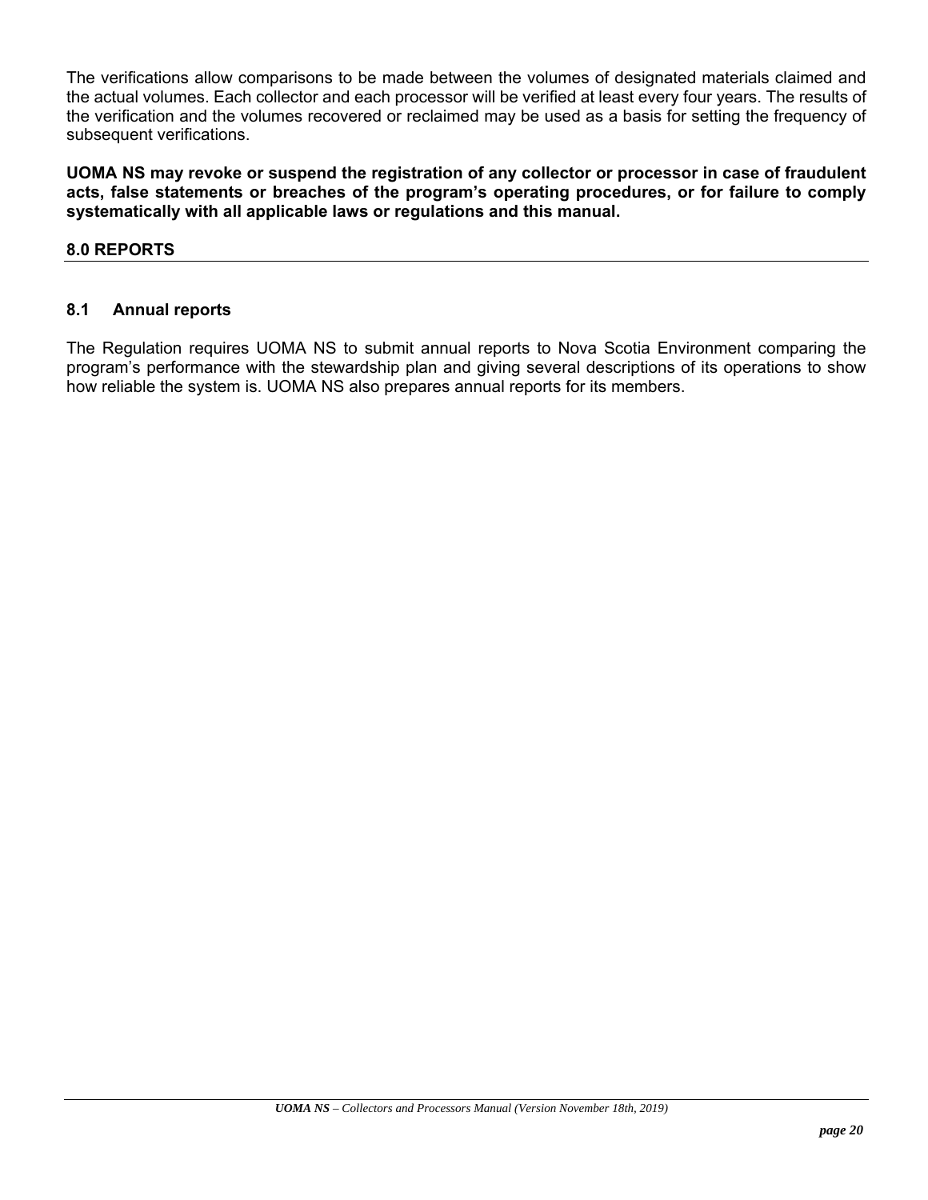The verifications allow comparisons to be made between the volumes of designated materials claimed and the actual volumes. Each collector and each processor will be verified at least every four years. The results of the verification and the volumes recovered or reclaimed may be used as a basis for setting the frequency of subsequent verifications.

**UOMA NS may revoke or suspend the registration of any collector or processor in case of fraudulent acts, false statements or breaches of the program's operating procedures, or for failure to comply systematically with all applicable laws or regulations and this manual.**

## 8.0 REPORTS

### 8.1 Annual reports

The Regulation requires UOMA NS to submit annual reports to Nova Scotia Environment comparing the program's performance with the stewardship plan and giving several descriptions of its operations to show how reliable the system is. UOMA NS also prepares annual reports for its members.